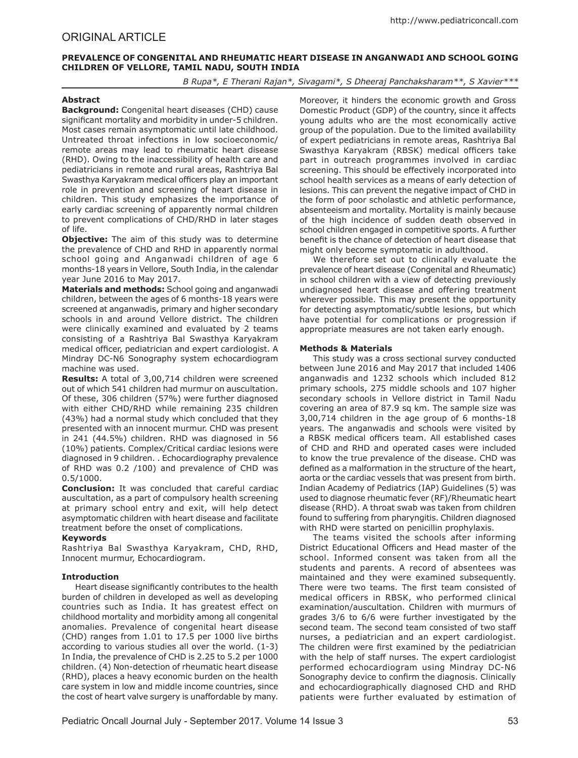ORIGINAL ARTICLE

# PREVALENCE OF CONGENITAL AND RHEUMATIC HEART DISEASE IN ANGANWADI AND SCHOOL GOING CHILDREN OF VELLORE, TAMIL NADU, SOUTH INDIA

*B Rupa\*, E Therani Rajan\*, Sivagami\*, S Dheeraj Panchaksharam\*\*, S Xavier\*\*\**

## Abstract

**Background:** Congenital heart diseases (CHD) cause significant mortality and morbidity in under-5 children. Most cases remain asymptomatic until late childhood. Untreated throat infections in low socioeconomic/ remote areas may lead to rheumatic heart disease (RHD). Owing to the inaccessibility of health care and pediatricians in remote and rural areas, Rashtriya Bal Swasthya Karyakram medical officers play an important role in prevention and screening of heart disease in children. This study emphasizes the importance of early cardiac screening of apparently normal children to prevent complications of CHD/RHD in later stages of life.

**Objective:** The aim of this study was to determine the prevalence of CHD and RHD in apparently normal school going and Anganwadi children of age 6 months-18 years in Vellore, South India, in the calendar year June 2016 to May 2017.

**Materials and methods:** School going and anganwadi children, between the ages of 6 months-18 years were screened at anganwadis, primary and higher secondary schools in and around Vellore district. The children were clinically examined and evaluated by 2 teams consisting of a Rashtriya Bal Swasthya Karyakram medical officer, pediatrician and expert cardiologist. A Mindray DC-N6 Sonography system echocardiogram machine was used.

**Results:** A total of 3,00,714 children were screened out of which 541 children had murmur on auscultation. Of these, 306 children (57%) were further diagnosed with either CHD/RHD while remaining 235 children (43%) had a normal study which concluded that they presented with an innocent murmur. CHD was present in 241 (44.5%) children. RHD was diagnosed in 56 (10%) patients. Complex/Critical cardiac lesions were diagnosed in 9 children. . Echocardiography prevalence of RHD was 0.2 /100) and prevalence of CHD was 0.5/1000.

**Conclusion:** It was concluded that careful cardiac auscultation, as a part of compulsory health screening at primary school entry and exit, will help detect asymptomatic children with heart disease and facilitate treatment before the onset of complications.

**Keywords**

Rashtriya Bal Swasthya Karyakram, CHD, RHD, Innocent murmur, Echocardiogram.

## Introduction

Heart disease significantly contributes to the health burden of children in developed as well as developing countries such as India. It has greatest effect on childhood mortality and morbidity among all congenital anomalies. Prevalence of congenital heart disease (CHD) ranges from 1.01 to 17.5 per 1000 live births according to various studies all over the world. (1-3) In India, the prevalence of CHD is 2.25 to 5.2 per 1000 children. (4) Non-detection of rheumatic heart disease (RHD), places a heavy economic burden on the health care system in low and middle income countries, since the cost of heart valve surgery is unaffordable by many. Moreover, it hinders the economic growth and Gross Domestic Product (GDP) of the country, since it affects young adults who are the most economically active group of the population. Due to the limited availability of expert pediatricians in remote areas, Rashtriya Bal Swasthya Karyakram (RBSK) medical officers take part in outreach programmes involved in cardiac screening. This should be effectively incorporated into school health services as a means of early detection of lesions. This can prevent the negative impact of CHD in the form of poor scholastic and athletic performance, absenteeism and mortality. Mortality is mainly because of the high incidence of sudden death observed in school children engaged in competitive sports. A further benefit is the chance of detection of heart disease that might only become symptomatic in adulthood.

We therefore set out to clinically evaluate the prevalence of heart disease (Congenital and Rheumatic) in school children with a view of detecting previously undiagnosed heart disease and offering treatment wherever possible. This may present the opportunity for detecting asymptomatic/subtle lesions, but which have potential for complications or progression if appropriate measures are not taken early enough.

## Methods & Materials

This study was a cross sectional survey conducted between June 2016 and May 2017 that included 1406 anganwadis and 1232 schools which included 812 primary schools, 275 middle schools and 107 higher secondary schools in Vellore district in Tamil Nadu covering an area of 87.9 sq km. The sample size was 3,00,714 children in the age group of 6 months-18 years. The anganwadis and schools were visited by a RBSK medical officers team. All established cases of CHD and RHD and operated cases were included to know the true prevalence of the disease. CHD was defined as a malformation in the structure of the heart, aorta or the cardiac vessels that was present from birth. Indian Academy of Pediatrics (IAP) Guidelines (5) was used to diagnose rheumatic fever (RF)/Rheumatic heart disease (RHD). A throat swab was taken from children found to suffering from pharyngitis. Children diagnosed with RHD were started on penicillin prophylaxis.

The teams visited the schools after informing District Educational Officers and Head master of the school. Informed consent was taken from all the students and parents. A record of absentees was maintained and they were examined subsequently. There were two teams. The first team consisted of medical officers in RBSK, who performed clinical examination/auscultation. Children with murmurs of grades 3/6 to 6/6 were further investigated by the second team. The second team consisted of two staff nurses, a pediatrician and an expert cardiologist. The children were first examined by the pediatrician with the help of staff nurses. The expert cardiologist performed echocardiogram using Mindray DC-N6 Sonography device to confirm the diagnosis. Clinically and echocardiographically diagnosed CHD and RHD patients were further evaluated by estimation of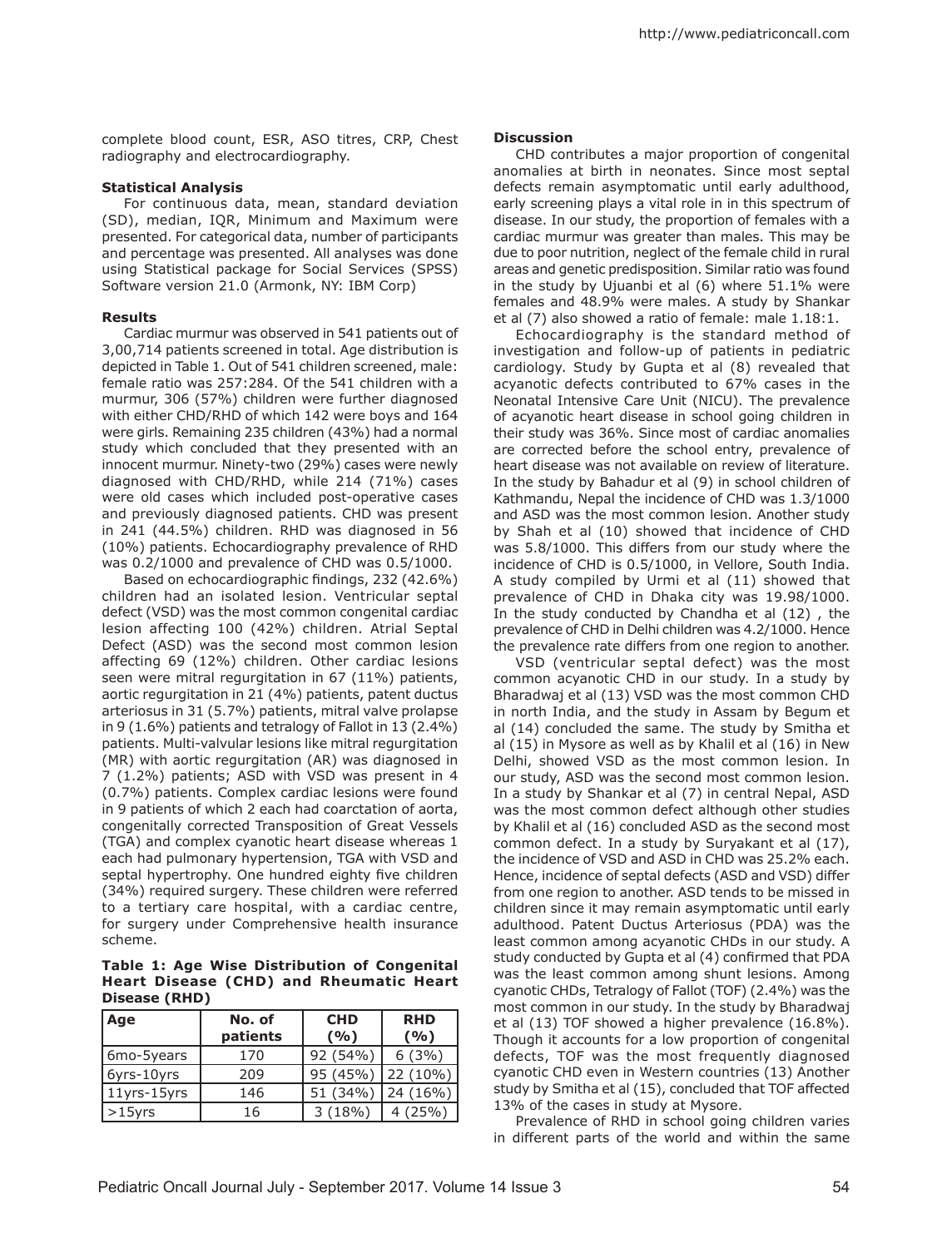complete blood count, ESR, ASO titres, CRP, Chest radiography and electrocardiography.

**Statistical Analysis**

For continuous data, mean, standard deviation (SD), median, IQR, Minimum and Maximum were presented. For categorical data, number of participants and percentage was presented. All analyses was done using Statistical package for Social Services (SPSS) Software version 21.0 (Armonk, NY: IBM Corp)

**Results**

Cardiac murmur was observed in 541 patients out of 3,00,714 patients screened in total. Age distribution is depicted in Table 1. Out of 541 children screened, male: female ratio was 257:284. Of the 541 children with a murmur, 306 (57%) children were further diagnosed with either CHD/RHD of which 142 were boys and 164 were girls. Remaining 235 children (43%) had a normal study which concluded that they presented with an innocent murmur. Ninety-two (29%) cases were newly diagnosed with CHD/RHD, while 214 (71%) cases were old cases which included post-operative cases and previously diagnosed patients. CHD was present in 241 (44.5%) children. RHD was diagnosed in 56 (10%) patients. Echocardiography prevalence of RHD was 0.2/1000 and prevalence of CHD was 0.5/1000.

Based on echocardiographic findings, 232 (42.6%) children had an isolated lesion. Ventricular septal defect (VSD) was the most common congenital cardiac lesion affecting 100 (42%) children. Atrial Septal Defect (ASD) was the second most common lesion affecting 69 (12%) children. Other cardiac lesions seen were mitral regurgitation in 67 (11%) patients, aortic regurgitation in 21 (4%) patients, patent ductus arteriosus in 31 (5.7%) patients, mitral valve prolapse in 9 (1.6%) patients and tetralogy of Fallot in 13 (2.4%) patients. Multi-valvular lesions like mitral regurgitation (MR) with aortic regurgitation (AR) was diagnosed in 7 (1.2%) patients; ASD with VSD was present in 4 (0.7%) patients. Complex cardiac lesions were found in 9 patients of which 2 each had coarctation of aorta, congenitally corrected Transposition of Great Vessels (TGA) and complex cyanotic heart disease whereas 1 each had pulmonary hypertension, TGA with VSD and septal hypertrophy. One hundred eighty five children (34%) required surgery. These children were referred to a tertiary care hospital, with a cardiac centre, for surgery under Comprehensive health insurance scheme.

**Table 1: Age Wise Distribution of Congenital Heart Disease (CHD) and Rheumatic Heart Disease (RHD)**

| Age | No. of patients | CHD (%) | RHD (%) |
|---|---|---|---|
| 6mo-5years | 170 | 92 (54%) | 6 (3%) |
| 6yrs-10yrs | 209 | 95 (45%) | 22 (10%) |
| 11yrs-15yrs | 146 | 51 (34%) | 24 (16%) |
| >15yrs | 16 | 3 (18%) | 4 (25%) |

**Discussion**

CHD contributes a major proportion of congenital anomalies at birth in neonates. Since most septal defects remain asymptomatic until early adulthood, early screening plays a vital role in in this spectrum of disease. In our study, the proportion of females with a cardiac murmur was greater than males. This may be due to poor nutrition, neglect of the female child in rural areas and genetic predisposition. Similar ratio was found in the study by Ujuanbi et al (6) where 51.1% were females and 48.9% were males. A study by Shankar et al (7) also showed a ratio of female: male 1.18:1.

Echocardiography is the standard method of investigation and follow-up of patients in pediatric cardiology. Study by Gupta et al (8) revealed that acyanotic defects contributed to 67% cases in the Neonatal Intensive Care Unit (NICU). The prevalence of acyanotic heart disease in school going children in their study was 36%. Since most of cardiac anomalies are corrected before the school entry, prevalence of heart disease was not available on review of literature. In the study by Bahadur et al (9) in school children of Kathmandu, Nepal the incidence of CHD was 1.3/1000 and ASD was the most common lesion. Another study by Shah et al (10) showed that incidence of CHD was 5.8/1000. This differs from our study where the incidence of CHD is 0.5/1000, in Vellore, South India. A study compiled by Urmi et al (11) showed that prevalence of CHD in Dhaka city was 19.98/1000. In the study conducted by Chandha et al (12) , the prevalence of CHD in Delhi children was 4.2/1000. Hence the prevalence rate differs from one region to another.

VSD (ventricular septal defect) was the most common acyanotic CHD in our study. In a study by Bharadwaj et al (13) VSD was the most common CHD in north India, and the study in Assam by Begum et al (14) concluded the same. The study by Smitha et al (15) in Mysore as well as by Khalil et al (16) in New Delhi, showed VSD as the most common lesion. In our study, ASD was the second most common lesion. In a study by Shankar et al (7) in central Nepal, ASD was the most common defect although other studies by Khalil et al (16) concluded ASD as the second most common defect. In a study by Suryakant et al (17), the incidence of VSD and ASD in CHD was 25.2% each. Hence, incidence of septal defects (ASD and VSD) differ from one region to another. ASD tends to be missed in children since it may remain asymptomatic until early adulthood. Patent Ductus Arteriosus (PDA) was the least common among acyanotic CHDs in our study. A study conducted by Gupta et al (4) confirmed that PDA was the least common among shunt lesions. Among cyanotic CHDs, Tetralogy of Fallot (TOF) (2.4%) was the most common in our study. In the study by Bharadwaj et al (13) TOF showed a higher prevalence (16.8%). Though it accounts for a low proportion of congenital defects, TOF was the most frequently diagnosed cyanotic CHD even in Western countries (13) Another study by Smitha et al (15), concluded that TOF affected 13% of the cases in study at Mysore.

Prevalence of RHD in school going children varies in different parts of the world and within the same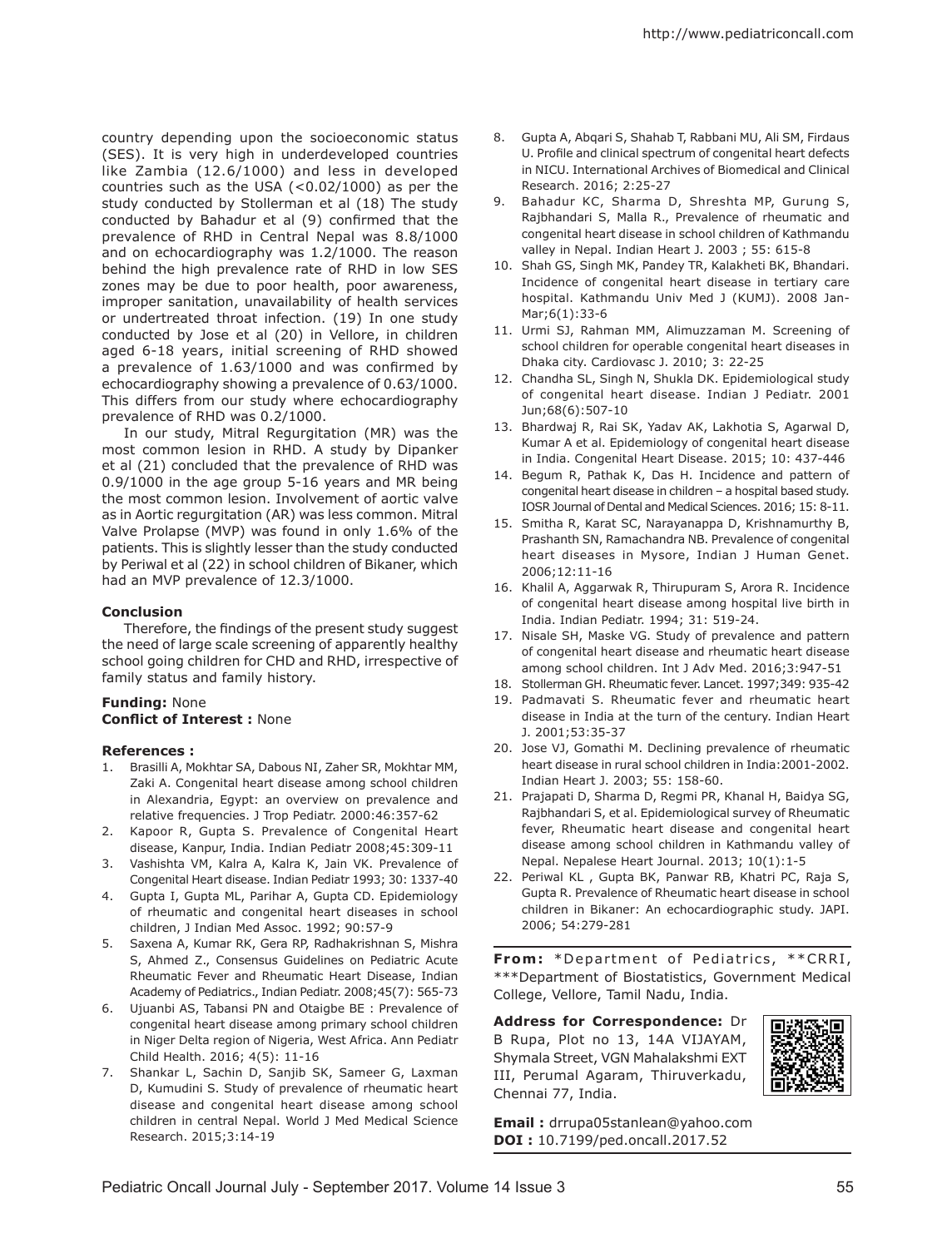country depending upon the socioeconomic status (SES). It is very high in underdeveloped countries like Zambia (12.6/1000) and less in developed countries such as the USA (<0.02/1000) as per the study conducted by Stollerman et al (18) The study conducted by Bahadur et al (9) confirmed that the prevalence of RHD in Central Nepal was 8.8/1000 and on echocardiography was 1.2/1000. The reason behind the high prevalence rate of RHD in low SES zones may be due to poor health, poor awareness, improper sanitation, unavailability of health services or undertreated throat infection. (19) In one study conducted by Jose et al (20) in Vellore, in children aged 6-18 years, initial screening of RHD showed a prevalence of 1.63/1000 and was confirmed by echocardiography showing a prevalence of 0.63/1000. This differs from our study where echocardiography prevalence of RHD was 0.2/1000.

In our study, Mitral Regurgitation (MR) was the most common lesion in RHD. A study by Dipanker et al (21) concluded that the prevalence of RHD was 0.9/1000 in the age group 5-16 years and MR being the most common lesion. Involvement of aortic valve as in Aortic regurgitation (AR) was less common. Mitral Valve Prolapse (MVP) was found in only 1.6% of the patients. This is slightly lesser than the study conducted by Periwal et al (22) in school children of Bikaner, which had an MVP prevalence of 12.3/1000.

**Conclusion**

Therefore, the findings of the present study suggest the need of large scale screening of apparently healthy school going children for CHD and RHD, irrespective of family status and family history.

**Funding:** None
**Conflict of Interest :** None

**References :**

1. Brasilli A, Mokhtar SA, Dabous NI, Zaher SR, Mokhtar MM, Zaki A. Congenital heart disease among school children in Alexandria, Egypt: an overview on prevalence and relative frequencies. J Trop Pediatr. 2000:46:357-62
2. Kapoor R, Gupta S. Prevalence of Congenital Heart disease, Kanpur, India. Indian Pediatr 2008;45:309-11
3. Vashishta VM, Kalra A, Kalra K, Jain VK. Prevalence of Congenital Heart disease. Indian Pediatr 1993; 30: 1337-40
4. Gupta I, Gupta ML, Parihar A, Gupta CD. Epidemiology of rheumatic and congenital heart diseases in school children, J Indian Med Assoc. 1992; 90:57-9
5. Saxena A, Kumar RK, Gera RP, Radhakrishnan S, Mishra S, Ahmed Z., Consensus Guidelines on Pediatric Acute Rheumatic Fever and Rheumatic Heart Disease, Indian Academy of Pediatrics., Indian Pediatr. 2008;45(7): 565-73
6. Ujuanbi AS, Tabansi PN and Otaigbe BE : Prevalence of congenital heart disease among primary school children in Niger Delta region of Nigeria, West Africa. Ann Pediatr Child Health. 2016; 4(5): 11-16
7. Shankar L, Sachin D, Sanjib SK, Sameer G, Laxman D, Kumudini S. Study of prevalence of rheumatic heart disease and congenital heart disease among school children in central Nepal. World J Med Medical Science Research. 2015;3:14-19
8. Gupta A, Abqari S, Shahab T, Rabbani MU, Ali SM, Firdaus U. Profile and clinical spectrum of congenital heart defects in NICU. International Archives of Biomedical and Clinical Research. 2016; 2:25-27
9. Bahadur KC, Sharma D, Shreshta MP, Gurung S, Rajbhandari S, Malla R., Prevalence of rheumatic and congenital heart disease in school children of Kathmandu valley in Nepal. Indian Heart J. 2003 ; 55: 615-8
10. Shah GS, Singh MK, Pandey TR, Kalakheti BK, Bhandari. Incidence of congenital heart disease in tertiary care hospital. Kathmandu Univ Med J (KUMJ). 2008 Jan-Mar;6(1):33-6
11. Urmi SJ, Rahman MM, Alimuzzaman M. Screening of school children for operable congenital heart diseases in Dhaka city. Cardiovasc J. 2010; 3: 22-25
12. Chandha SL, Singh N, Shukla DK. Epidemiological study of congenital heart disease. Indian J Pediatr. 2001 Jun;68(6):507-10
13. Bhardwaj R, Rai SK, Yadav AK, Lakhotia S, Agarwal D, Kumar A et al. Epidemiology of congenital heart disease in India. Congenital Heart Disease. 2015; 10: 437-446
14. Begum R, Pathak K, Das H. Incidence and pattern of congenital heart disease in children – a hospital based study. IOSR Journal of Dental and Medical Sciences. 2016; 15: 8-11.
15. Smitha R, Karat SC, Narayanappa D, Krishnamurthy B, Prashanth SN, Ramachandra NB. Prevalence of congenital heart diseases in Mysore, Indian J Human Genet. 2006;12:11-16
16. Khalil A, Aggarwak R, Thirupuram S, Arora R. Incidence of congenital heart disease among hospital live birth in India. Indian Pediatr. 1994; 31: 519-24.
17. Nisale SH, Maske VG. Study of prevalence and pattern of congenital heart disease and rheumatic heart disease among school children. Int J Adv Med. 2016;3:947-51
18. Stollerman GH. Rheumatic fever. Lancet. 1997;349: 935-42
19. Padmavati S. Rheumatic fever and rheumatic heart disease in India at the turn of the century. Indian Heart J. 2001;53:35-37
20. Jose VJ, Gomathi M. Declining prevalence of rheumatic heart disease in rural school children in India:2001-2002. Indian Heart J. 2003; 55: 158-60.
21. Prajapati D, Sharma D, Regmi PR, Khanal H, Baidya SG, Rajbhandari S, et al. Epidemiological survey of Rheumatic fever, Rheumatic heart disease and congenital heart disease among school children in Kathmandu valley of Nepal. Nepalese Heart Journal. 2013; 10(1):1-5
22. Periwal KL , Gupta BK, Panwar RB, Khatri PC, Raja S, Gupta R. Prevalence of Rheumatic heart disease in school children in Bikaner: An echocardiographic study. JAPI. 2006; 54:279-281

**From:** *Department of Pediatrics, **CRRI, ***Department of Biostatistics, Government Medical College, Vellore, Tamil Nadu, India.

**Address for Correspondence:** Dr B Rupa, Plot no 13, 14A VIJAYAM, Shymala Street, VGN Mahalakshmi EXT III, Perumal Agaram, Thiruverkadu, Chennai 77, India.

**Email :** drrupa05stanlean@yahoo.com
**DOI :** 10.7199/ped.oncall.2017.52